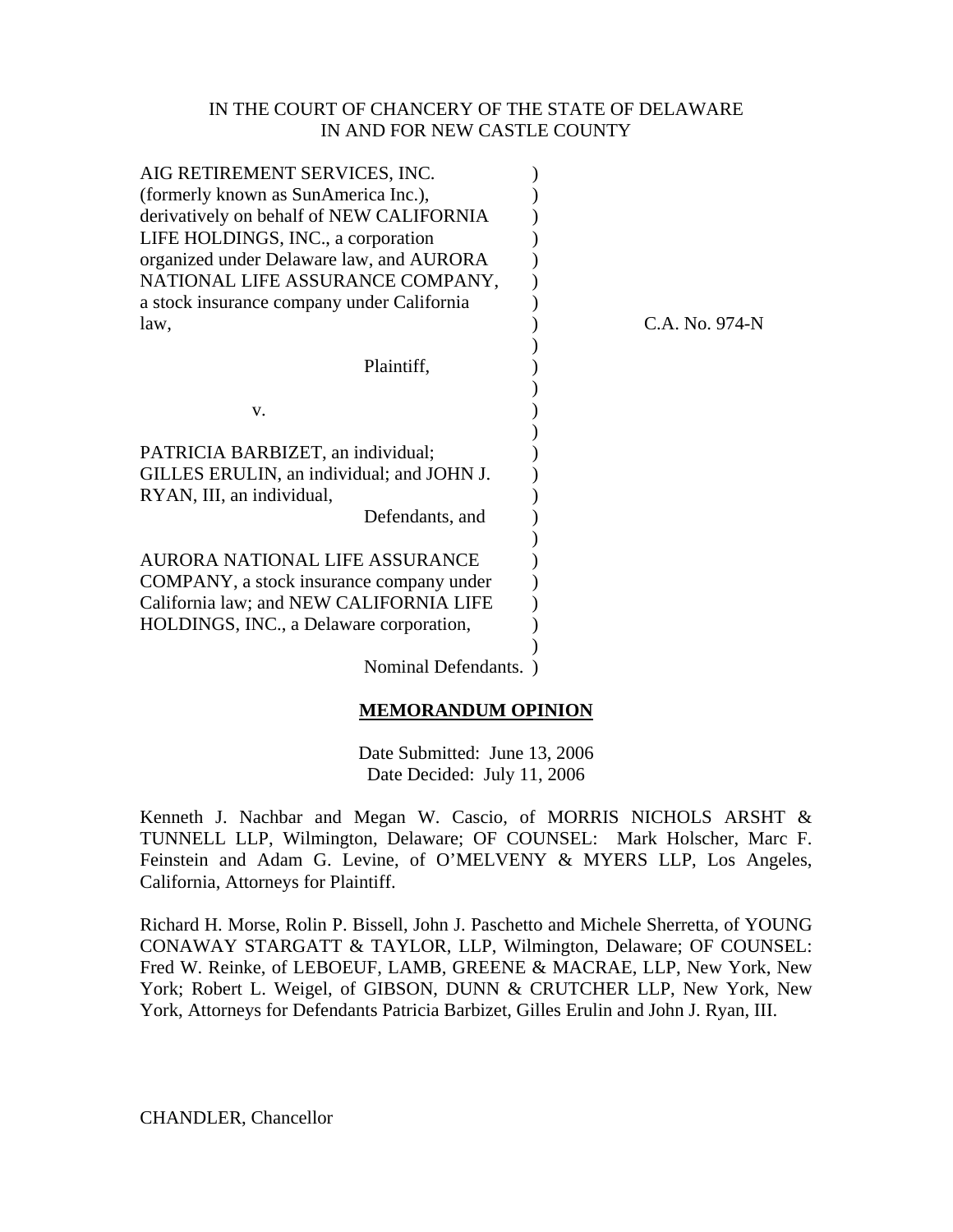IN THE COURT OF CHANCERY OF THE STATE OF DELAWARE
IN AND FOR NEW CASTLE COUNTY

AIG RETIREMENT SERVICES, INC. (formerly known as SunAmerica Inc.), derivatively on behalf of NEW CALIFORNIA LIFE HOLDINGS, INC., a corporation organized under Delaware law, and AURORA NATIONAL LIFE ASSURANCE COMPANY, a stock insurance company under California law,

Plaintiff,

v.

PATRICIA BARBIZET, an individual; GILLES ERULIN, an individual; and JOHN J. RYAN, III, an individual,

Defendants, and

AURORA NATIONAL LIFE ASSURANCE COMPANY, a stock insurance company under California law; and NEW CALIFORNIA LIFE HOLDINGS, INC., a Delaware corporation,

Nominal Defendants.

C.A. No. 974-N

**MEMORANDUM OPINION**

Date Submitted: June 13, 2006
Date Decided: July 11, 2006

Kenneth J. Nachbar and Megan W. Cascio, of MORRIS NICHOLS ARSHT & TUNNELL LLP, Wilmington, Delaware; OF COUNSEL: Mark Holscher, Marc F. Feinstein and Adam G. Levine, of O'MELVENY & MYERS LLP, Los Angeles, California, Attorneys for Plaintiff.

Richard H. Morse, Rolin P. Bissell, John J. Paschetto and Michele Sherretta, of YOUNG CONAWAY STARGATT & TAYLOR, LLP, Wilmington, Delaware; OF COUNSEL: Fred W. Reinke, of LEBOEUF, LAMB, GREENE & MACRAE, LLP, New York, New York; Robert L. Weigel, of GIBSON, DUNN & CRUTCHER LLP, New York, New York, Attorneys for Defendants Patricia Barbizet, Gilles Erulin and John J. Ryan, III.

CHANDLER, Chancellor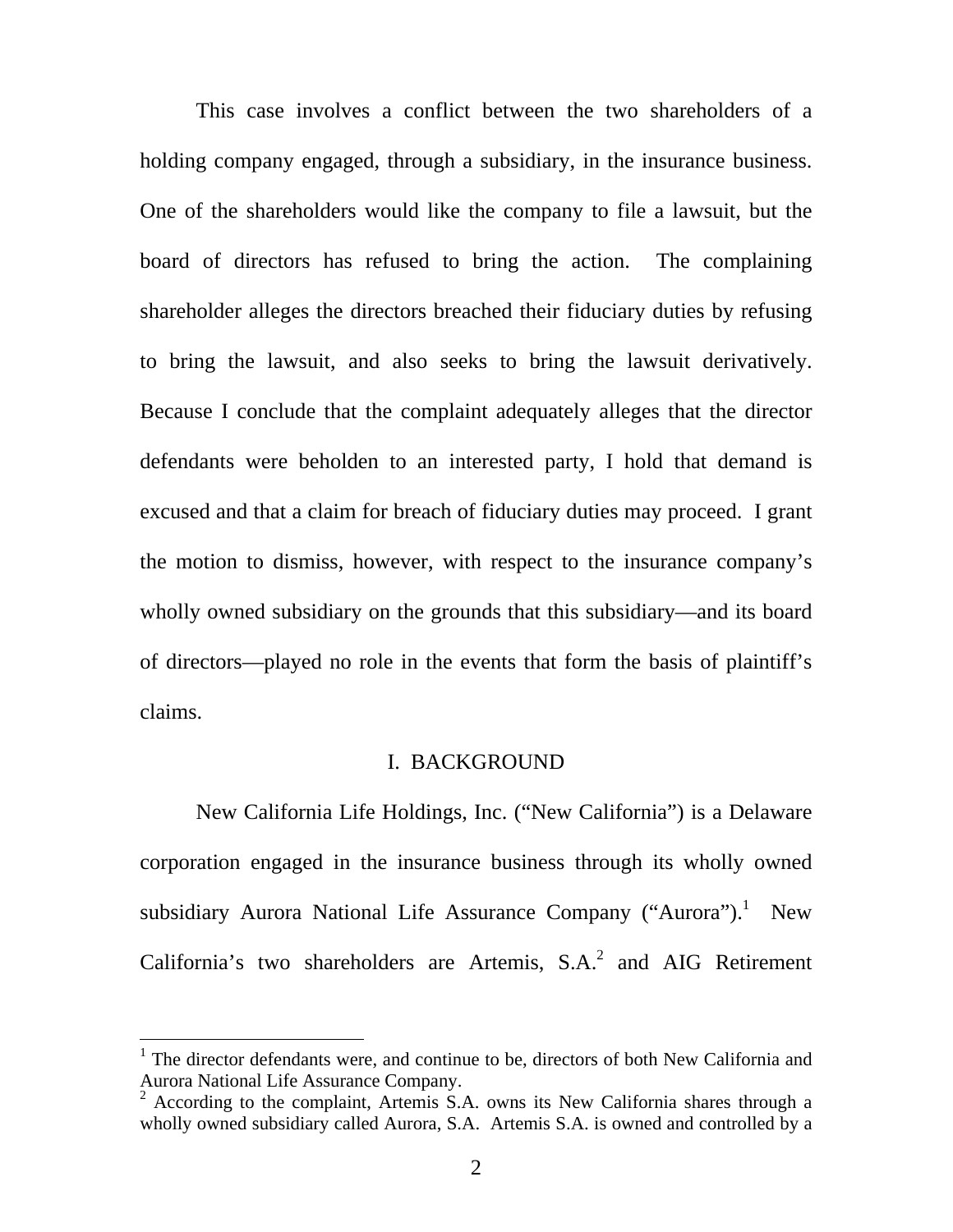This case involves a conflict between the two shareholders of a holding company engaged, through a subsidiary, in the insurance business. One of the shareholders would like the company to file a lawsuit, but the board of directors has refused to bring the action. The complaining shareholder alleges the directors breached their fiduciary duties by refusing to bring the lawsuit, and also seeks to bring the lawsuit derivatively. Because I conclude that the complaint adequately alleges that the director defendants were beholden to an interested party, I hold that demand is excused and that a claim for breach of fiduciary duties may proceed. I grant the motion to dismiss, however, with respect to the insurance company's wholly owned subsidiary on the grounds that this subsidiary—and its board of directors—played no role in the events that form the basis of plaintiff's claims.

## I. BACKGROUND

New California Life Holdings, Inc. ("New California") is a Delaware corporation engaged in the insurance business through its wholly owned subsidiary Aurora National Life Assurance Company ("Aurora").[1] New California's two shareholders are Artemis, S.A.[2] and AIG Retirement

[1] The director defendants were, and continue to be, directors of both New California and Aurora National Life Assurance Company.

[2] According to the complaint, Artemis S.A. owns its New California shares through a wholly owned subsidiary called Aurora, S.A. Artemis S.A. is owned and controlled by a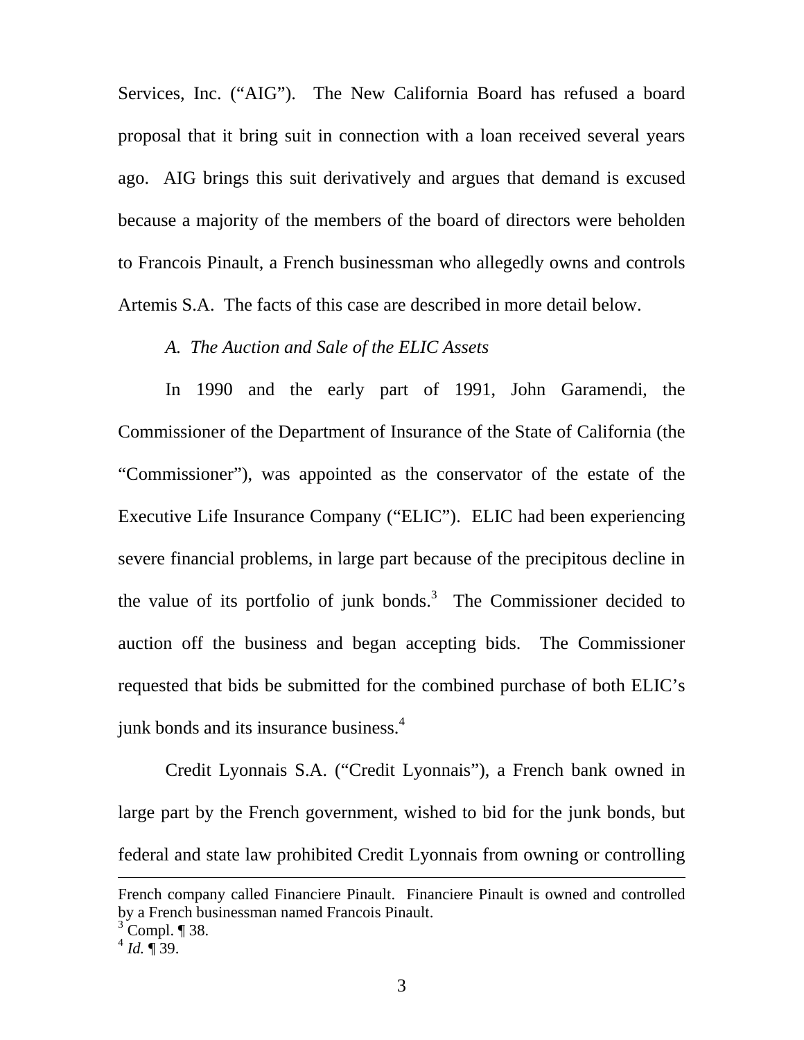Services, Inc. ("AIG"). The New California Board has refused a board proposal that it bring suit in connection with a loan received several years ago. AIG brings this suit derivatively and argues that demand is excused because a majority of the members of the board of directors were beholden to Francois Pinault, a French businessman who allegedly owns and controls Artemis S.A. The facts of this case are described in more detail below.

*A. The Auction and Sale of the ELIC Assets*

In 1990 and the early part of 1991, John Garamendi, the Commissioner of the Department of Insurance of the State of California (the "Commissioner"), was appointed as the conservator of the estate of the Executive Life Insurance Company ("ELIC"). ELIC had been experiencing severe financial problems, in large part because of the precipitous decline in the value of its portfolio of junk bonds.[3] The Commissioner decided to auction off the business and began accepting bids. The Commissioner requested that bids be submitted for the combined purchase of both ELIC's junk bonds and its insurance business.[4]

Credit Lyonnais S.A. ("Credit Lyonnais"), a French bank owned in large part by the French government, wished to bid for the junk bonds, but federal and state law prohibited Credit Lyonnais from owning or controlling

---

French company called Financiere Pinault. Financiere Pinault is owned and controlled by a French businessman named Francois Pinault.

[3] Compl. ¶ 38.

[4] *Id.* ¶ 39.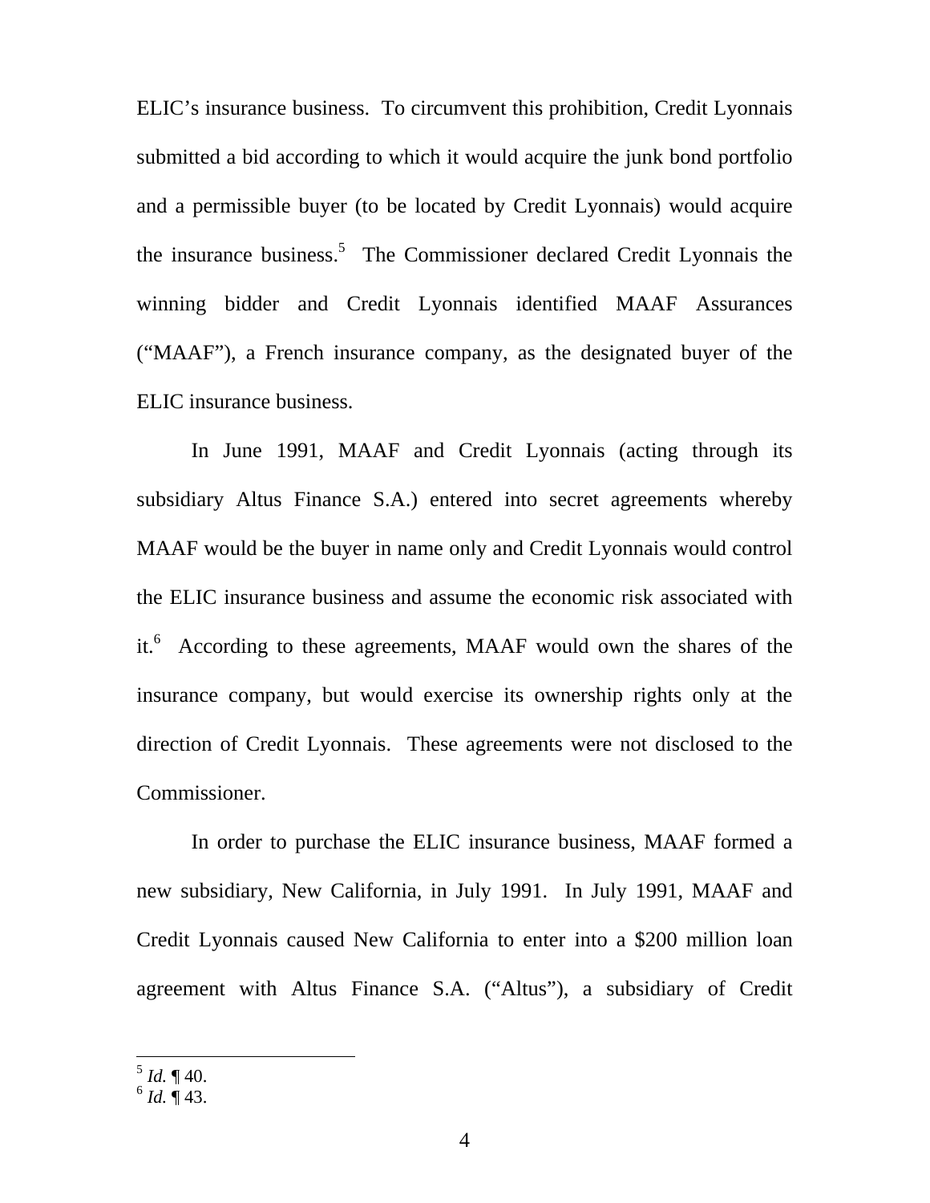ELIC's insurance business. To circumvent this prohibition, Credit Lyonnais submitted a bid according to which it would acquire the junk bond portfolio and a permissible buyer (to be located by Credit Lyonnais) would acquire the insurance business.[5] The Commissioner declared Credit Lyonnais the winning bidder and Credit Lyonnais identified MAAF Assurances ("MAAF"), a French insurance company, as the designated buyer of the ELIC insurance business.

In June 1991, MAAF and Credit Lyonnais (acting through its subsidiary Altus Finance S.A.) entered into secret agreements whereby MAAF would be the buyer in name only and Credit Lyonnais would control the ELIC insurance business and assume the economic risk associated with it.[6] According to these agreements, MAAF would own the shares of the insurance company, but would exercise its ownership rights only at the direction of Credit Lyonnais. These agreements were not disclosed to the Commissioner.

In order to purchase the ELIC insurance business, MAAF formed a new subsidiary, New California, in July 1991. In July 1991, MAAF and Credit Lyonnais caused New California to enter into a $200 million loan agreement with Altus Finance S.A. ("Altus"), a subsidiary of Credit

---

[5] *Id.* ¶ 40.
[6] *Id.* ¶ 43.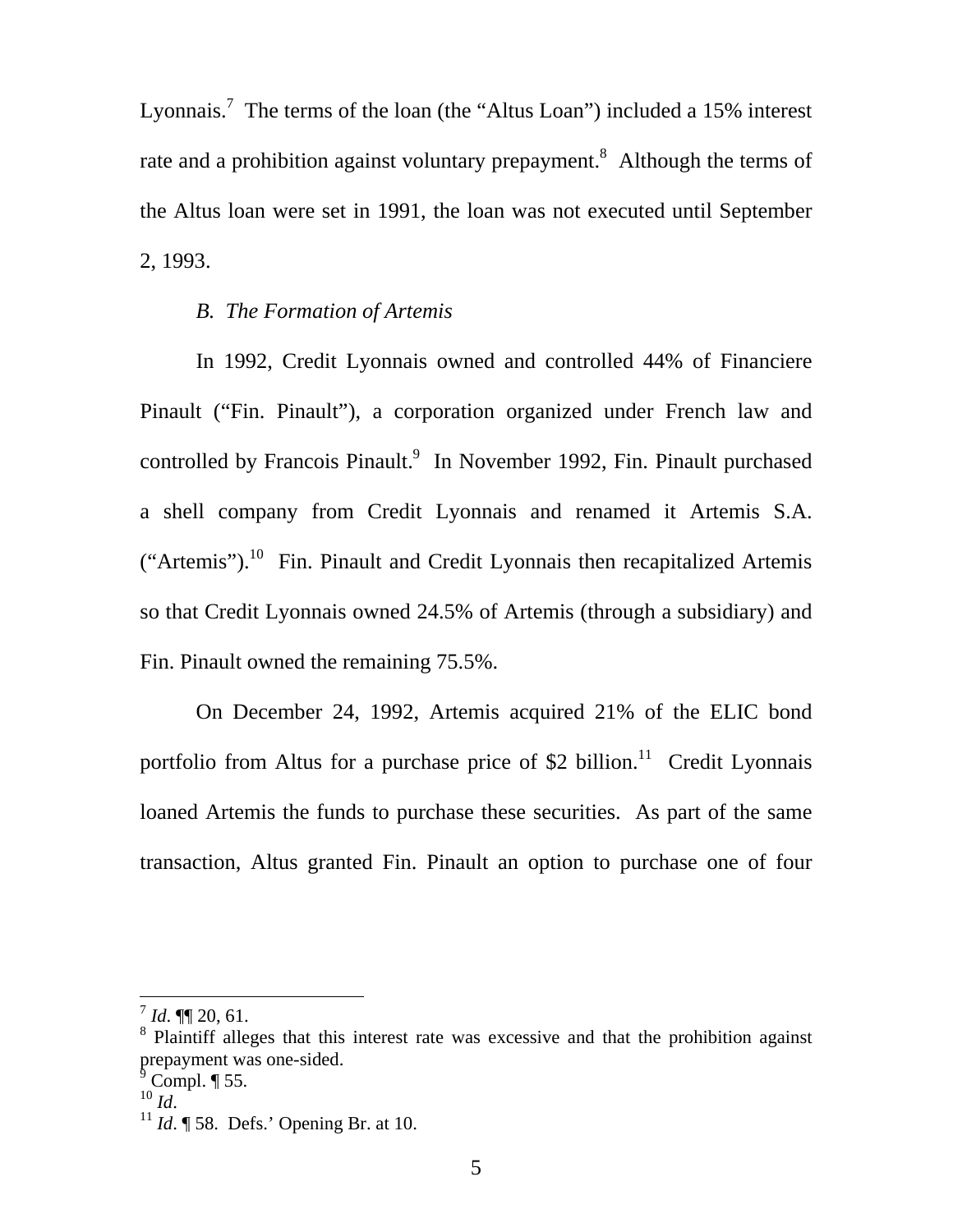Lyonnais.[7] The terms of the loan (the "Altus Loan") included a 15% interest rate and a prohibition against voluntary prepayment.[8] Although the terms of the Altus loan were set in 1991, the loan was not executed until September 2, 1993.

*B. The Formation of Artemis*

In 1992, Credit Lyonnais owned and controlled 44% of Financiere Pinault ("Fin. Pinault"), a corporation organized under French law and controlled by Francois Pinault.[9] In November 1992, Fin. Pinault purchased a shell company from Credit Lyonnais and renamed it Artemis S.A. ("Artemis").[10] Fin. Pinault and Credit Lyonnais then recapitalized Artemis so that Credit Lyonnais owned 24.5% of Artemis (through a subsidiary) and Fin. Pinault owned the remaining 75.5%.

On December 24, 1992, Artemis acquired 21% of the ELIC bond portfolio from Altus for a purchase price of $2 billion.[11] Credit Lyonnais loaned Artemis the funds to purchase these securities. As part of the same transaction, Altus granted Fin. Pinault an option to purchase one of four

---

[7] *Id*. ¶¶ 20, 61.

[8] Plaintiff alleges that this interest rate was excessive and that the prohibition against prepayment was one-sided.

[9] Compl. ¶ 55.

[10] *Id*.

[11] *Id*. ¶ 58. Defs.' Opening Br. at 10.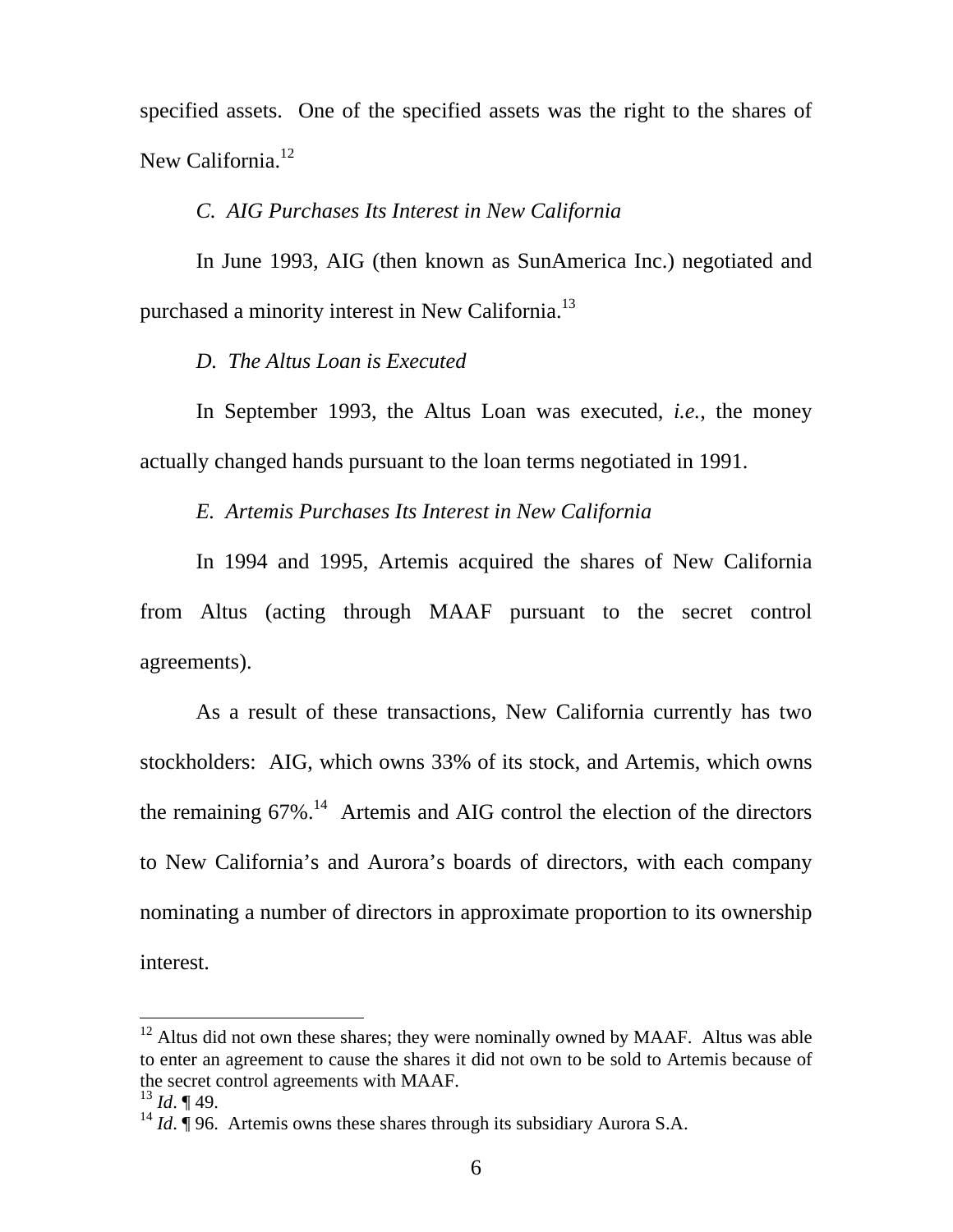specified assets. One of the specified assets was the right to the shares of New California.[12]

*C. AIG Purchases Its Interest in New California*

In June 1993, AIG (then known as SunAmerica Inc.) negotiated and purchased a minority interest in New California.[13]

*D. The Altus Loan is Executed*

In September 1993, the Altus Loan was executed, *i.e.*, the money actually changed hands pursuant to the loan terms negotiated in 1991.

*E. Artemis Purchases Its Interest in New California*

In 1994 and 1995, Artemis acquired the shares of New California from Altus (acting through MAAF pursuant to the secret control agreements).

As a result of these transactions, New California currently has two stockholders: AIG, which owns 33% of its stock, and Artemis, which owns the remaining 67%.[14] Artemis and AIG control the election of the directors to New California's and Aurora's boards of directors, with each company nominating a number of directors in approximate proportion to its ownership interest.

---

[12] Altus did not own these shares; they were nominally owned by MAAF. Altus was able to enter an agreement to cause the shares it did not own to be sold to Artemis because of the secret control agreements with MAAF.

[13] *Id*. ¶ 49.

[14] *Id*. ¶ 96. Artemis owns these shares through its subsidiary Aurora S.A.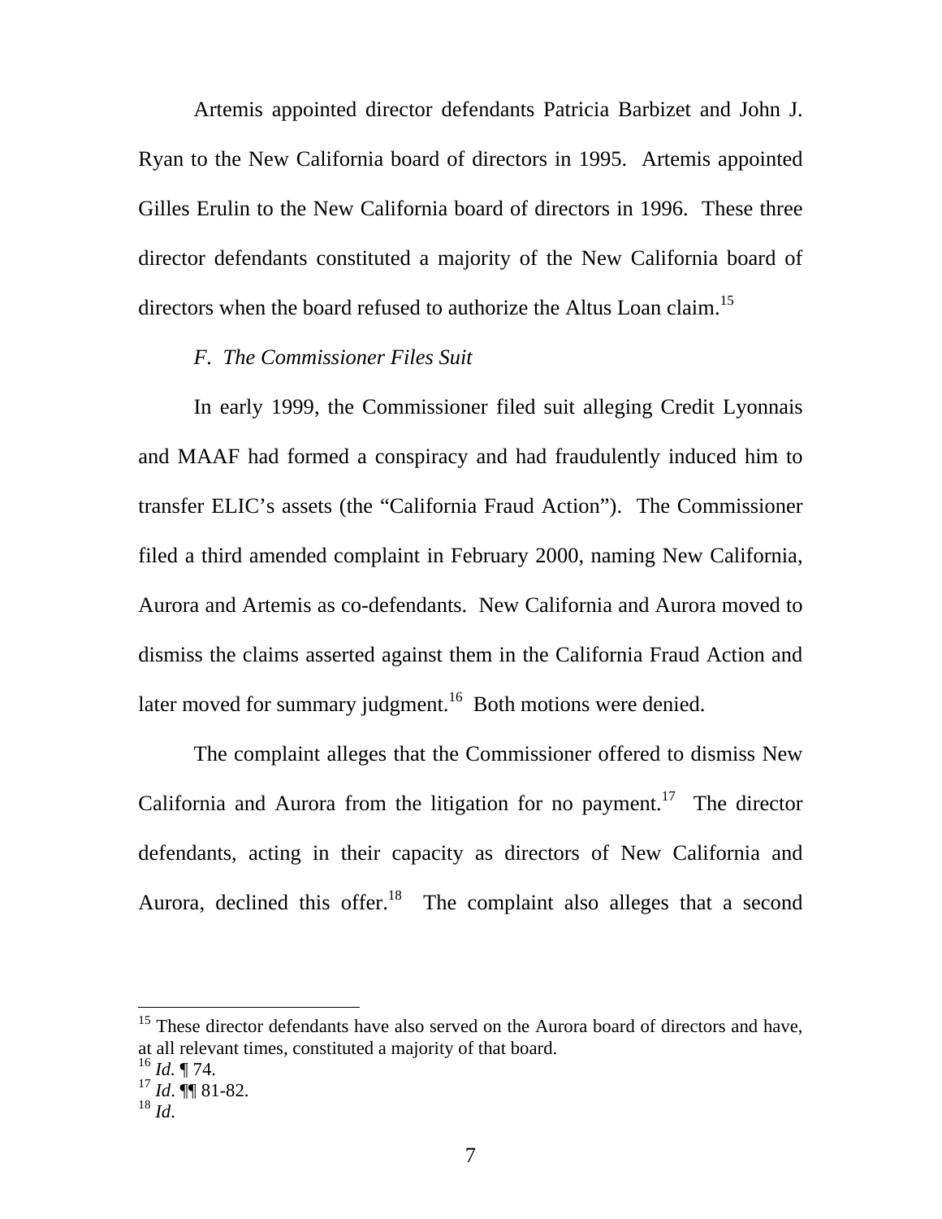Artemis appointed director defendants Patricia Barbizet and John J. Ryan to the New California board of directors in 1995. Artemis appointed Gilles Erulin to the New California board of directors in 1996. These three director defendants constituted a majority of the New California board of directors when the board refused to authorize the Altus Loan claim.[15]

*F. The Commissioner Files Suit*

In early 1999, the Commissioner filed suit alleging Credit Lyonnais and MAAF had formed a conspiracy and had fraudulently induced him to transfer ELIC's assets (the "California Fraud Action"). The Commissioner filed a third amended complaint in February 2000, naming New California, Aurora and Artemis as co-defendants. New California and Aurora moved to dismiss the claims asserted against them in the California Fraud Action and later moved for summary judgment.[16] Both motions were denied.

The complaint alleges that the Commissioner offered to dismiss New California and Aurora from the litigation for no payment.[17] The director defendants, acting in their capacity as directors of New California and Aurora, declined this offer.[18] The complaint also alleges that a second

---

[15] These director defendants have also served on the Aurora board of directors and have, at all relevant times, constituted a majority of that board.
[16] *Id.* ¶ 74.
[17] *Id*. ¶¶ 81-82.
[18] *Id*.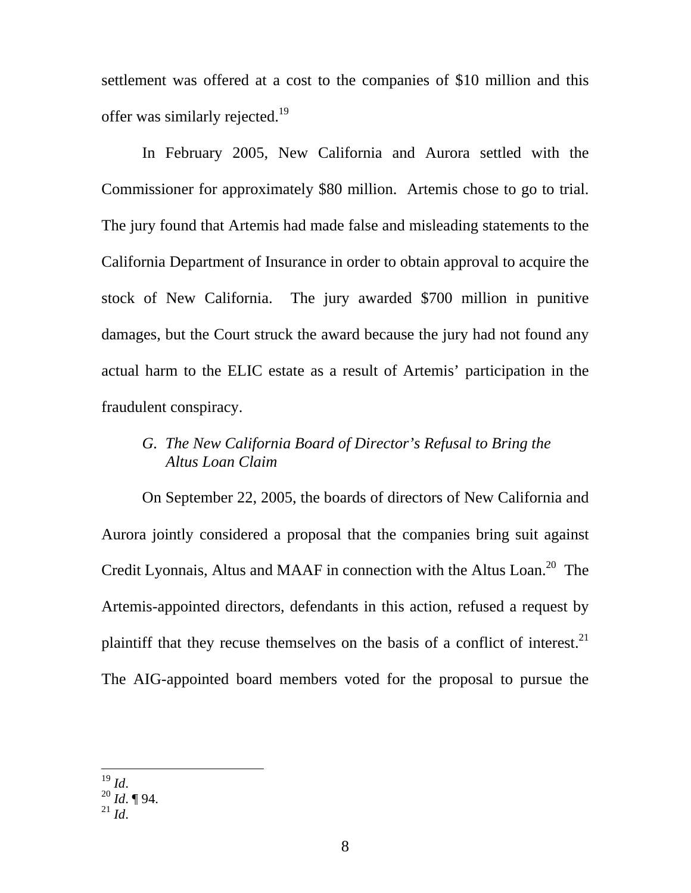settlement was offered at a cost to the companies of $10 million and this offer was similarly rejected.[19]

In February 2005, New California and Aurora settled with the Commissioner for approximately $80 million. Artemis chose to go to trial. The jury found that Artemis had made false and misleading statements to the California Department of Insurance in order to obtain approval to acquire the stock of New California. The jury awarded $700 million in punitive damages, but the Court struck the award because the jury had not found any actual harm to the ELIC estate as a result of Artemis' participation in the fraudulent conspiracy.

### *G. The New California Board of Director's Refusal to Bring the Altus Loan Claim*

On September 22, 2005, the boards of directors of New California and Aurora jointly considered a proposal that the companies bring suit against Credit Lyonnais, Altus and MAAF in connection with the Altus Loan.[20] The Artemis-appointed directors, defendants in this action, refused a request by plaintiff that they recuse themselves on the basis of a conflict of interest.[21] The AIG-appointed board members voted for the proposal to pursue the

---

[19] *Id*.
[20] *Id*. ¶ 94.
[21] *Id*.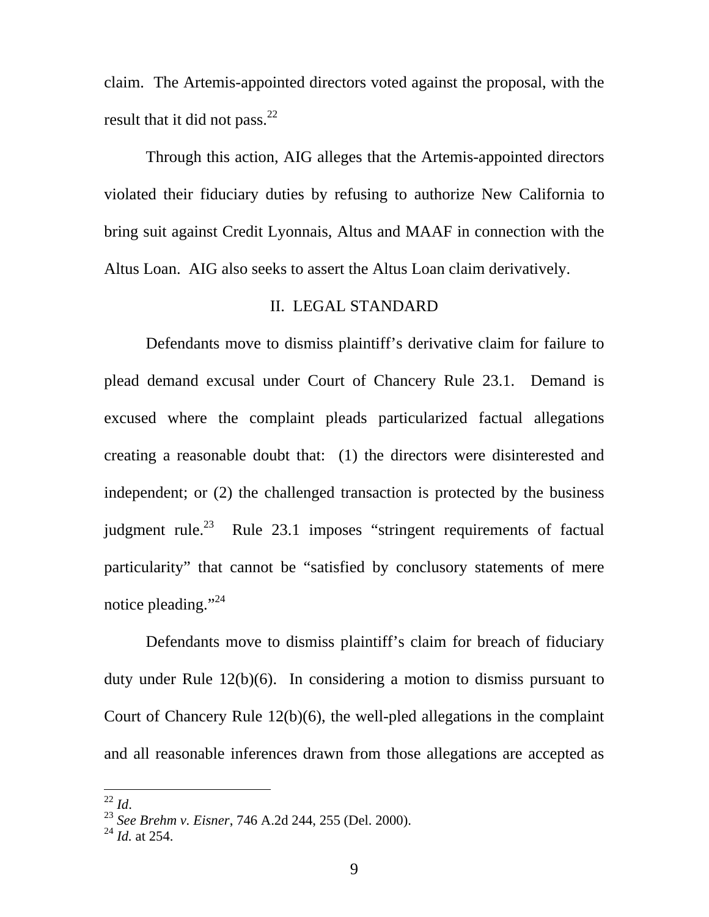claim. The Artemis-appointed directors voted against the proposal, with the result that it did not pass.[22]

Through this action, AIG alleges that the Artemis-appointed directors violated their fiduciary duties by refusing to authorize New California to bring suit against Credit Lyonnais, Altus and MAAF in connection with the Altus Loan. AIG also seeks to assert the Altus Loan claim derivatively.

## II. LEGAL STANDARD

Defendants move to dismiss plaintiff's derivative claim for failure to plead demand excusal under Court of Chancery Rule 23.1. Demand is excused where the complaint pleads particularized factual allegations creating a reasonable doubt that: (1) the directors were disinterested and independent; or (2) the challenged transaction is protected by the business judgment rule.[23] Rule 23.1 imposes "stringent requirements of factual particularity" that cannot be "satisfied by conclusory statements of mere notice pleading."[24]

Defendants move to dismiss plaintiff's claim for breach of fiduciary duty under Rule 12(b)(6). In considering a motion to dismiss pursuant to Court of Chancery Rule 12(b)(6), the well-pled allegations in the complaint and all reasonable inferences drawn from those allegations are accepted as

---

[22] *Id*.

[23] *See Brehm v. Eisner*, 746 A.2d 244, 255 (Del. 2000).

[24] *Id.* at 254.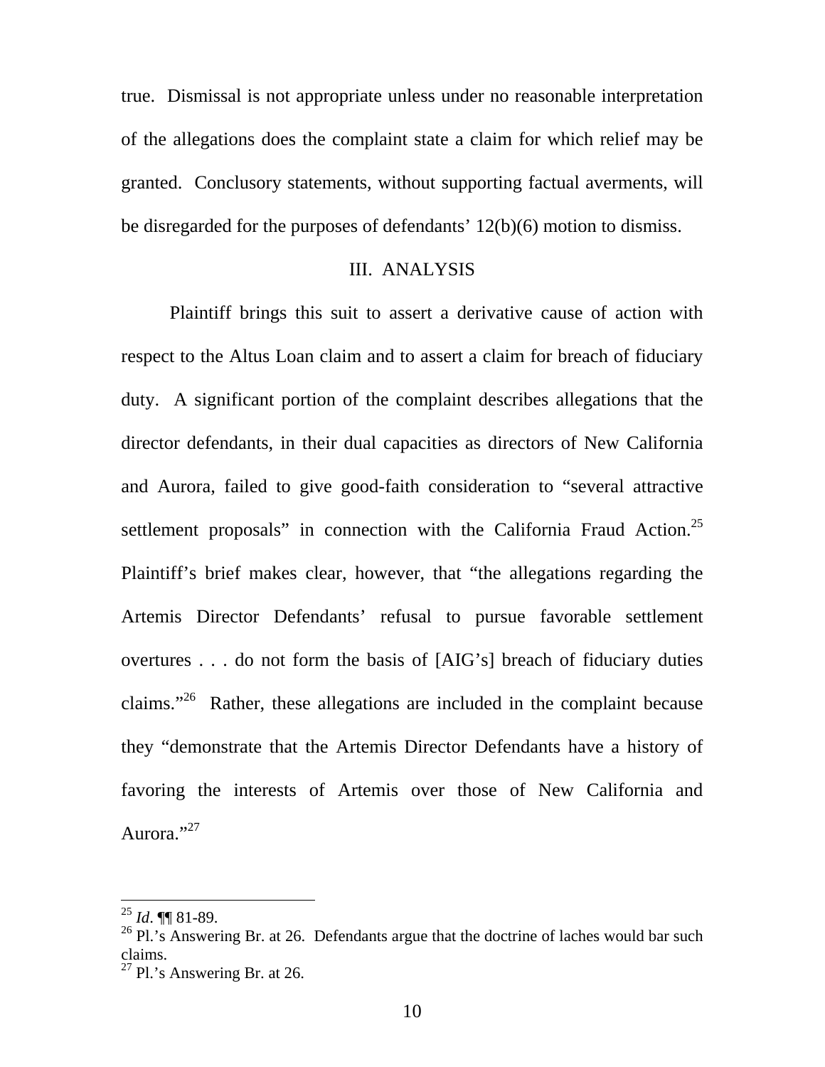true. Dismissal is not appropriate unless under no reasonable interpretation of the allegations does the complaint state a claim for which relief may be granted. Conclusory statements, without supporting factual averments, will be disregarded for the purposes of defendants' 12(b)(6) motion to dismiss.

## III. ANALYSIS

Plaintiff brings this suit to assert a derivative cause of action with respect to the Altus Loan claim and to assert a claim for breach of fiduciary duty. A significant portion of the complaint describes allegations that the director defendants, in their dual capacities as directors of New California and Aurora, failed to give good-faith consideration to "several attractive settlement proposals" in connection with the California Fraud Action.[25] Plaintiff's brief makes clear, however, that "the allegations regarding the Artemis Director Defendants' refusal to pursue favorable settlement overtures . . . do not form the basis of [AIG's] breach of fiduciary duties claims."[26] Rather, these allegations are included in the complaint because they "demonstrate that the Artemis Director Defendants have a history of favoring the interests of Artemis over those of New California and Aurora."[27]

---

[25] *Id*. ¶¶ 81-89.

[26] Pl.'s Answering Br. at 26. Defendants argue that the doctrine of laches would bar such claims.

[27] Pl.'s Answering Br. at 26.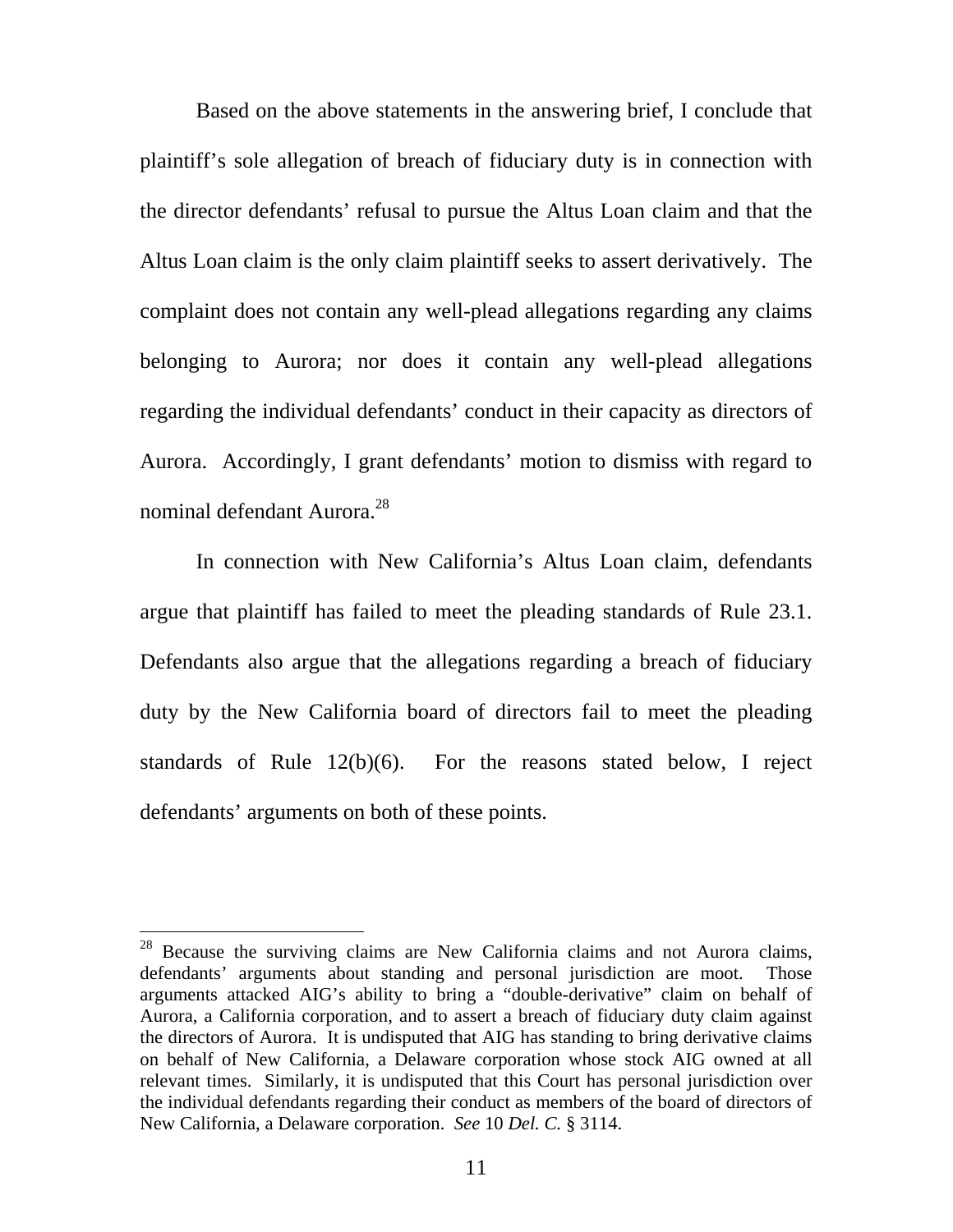Based on the above statements in the answering brief, I conclude that plaintiff's sole allegation of breach of fiduciary duty is in connection with the director defendants' refusal to pursue the Altus Loan claim and that the Altus Loan claim is the only claim plaintiff seeks to assert derivatively. The complaint does not contain any well-plead allegations regarding any claims belonging to Aurora; nor does it contain any well-plead allegations regarding the individual defendants' conduct in their capacity as directors of Aurora. Accordingly, I grant defendants' motion to dismiss with regard to nominal defendant Aurora.[28]

In connection with New California's Altus Loan claim, defendants argue that plaintiff has failed to meet the pleading standards of Rule 23.1. Defendants also argue that the allegations regarding a breach of fiduciary duty by the New California board of directors fail to meet the pleading standards of Rule 12(b)(6). For the reasons stated below, I reject defendants' arguments on both of these points.

---

[28] Because the surviving claims are New California claims and not Aurora claims, defendants' arguments about standing and personal jurisdiction are moot. Those arguments attacked AIG's ability to bring a "double-derivative" claim on behalf of Aurora, a California corporation, and to assert a breach of fiduciary duty claim against the directors of Aurora. It is undisputed that AIG has standing to bring derivative claims on behalf of New California, a Delaware corporation whose stock AIG owned at all relevant times. Similarly, it is undisputed that this Court has personal jurisdiction over the individual defendants regarding their conduct as members of the board of directors of New California, a Delaware corporation. *See* 10 *Del. C.* § 3114.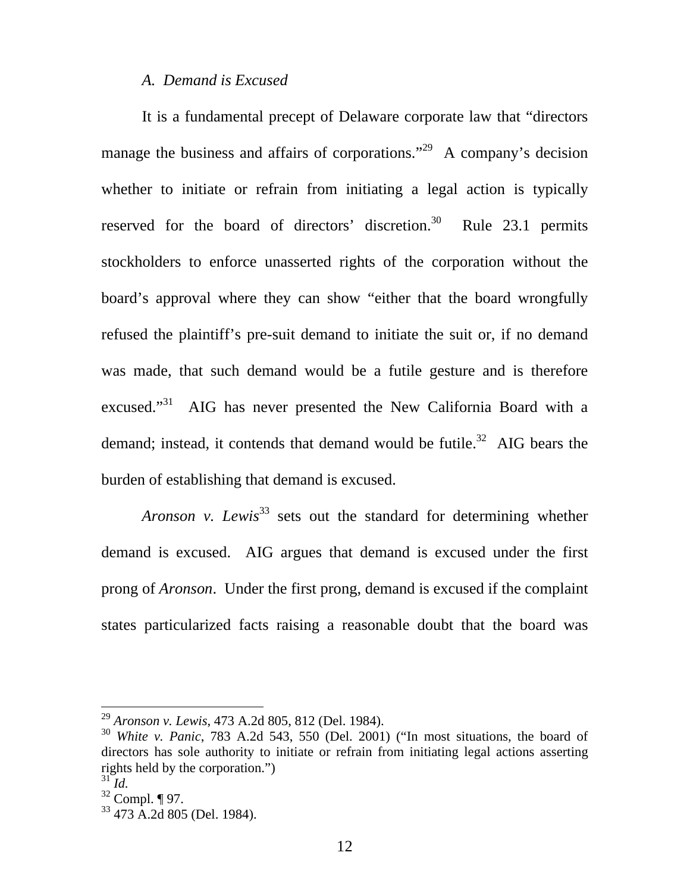*A. Demand is Excused*

It is a fundamental precept of Delaware corporate law that "directors manage the business and affairs of corporations."[29] A company's decision whether to initiate or refrain from initiating a legal action is typically reserved for the board of directors' discretion.[30] Rule 23.1 permits stockholders to enforce unasserted rights of the corporation without the board's approval where they can show "either that the board wrongfully refused the plaintiff's pre-suit demand to initiate the suit or, if no demand was made, that such demand would be a futile gesture and is therefore excused."[31] AIG has never presented the New California Board with a demand; instead, it contends that demand would be futile.[32] AIG bears the burden of establishing that demand is excused.

*Aronson v. Lewis*[33] sets out the standard for determining whether demand is excused. AIG argues that demand is excused under the first prong of *Aronson*. Under the first prong, demand is excused if the complaint states particularized facts raising a reasonable doubt that the board was

---

[29] *Aronson v. Lewis*, 473 A.2d 805, 812 (Del. 1984).

[30] *White v. Panic*, 783 A.2d 543, 550 (Del. 2001) ("In most situations, the board of directors has sole authority to initiate or refrain from initiating legal actions asserting rights held by the corporation.")

[31] *Id.*

[32] Compl. ¶ 97.

[33] 473 A.2d 805 (Del. 1984).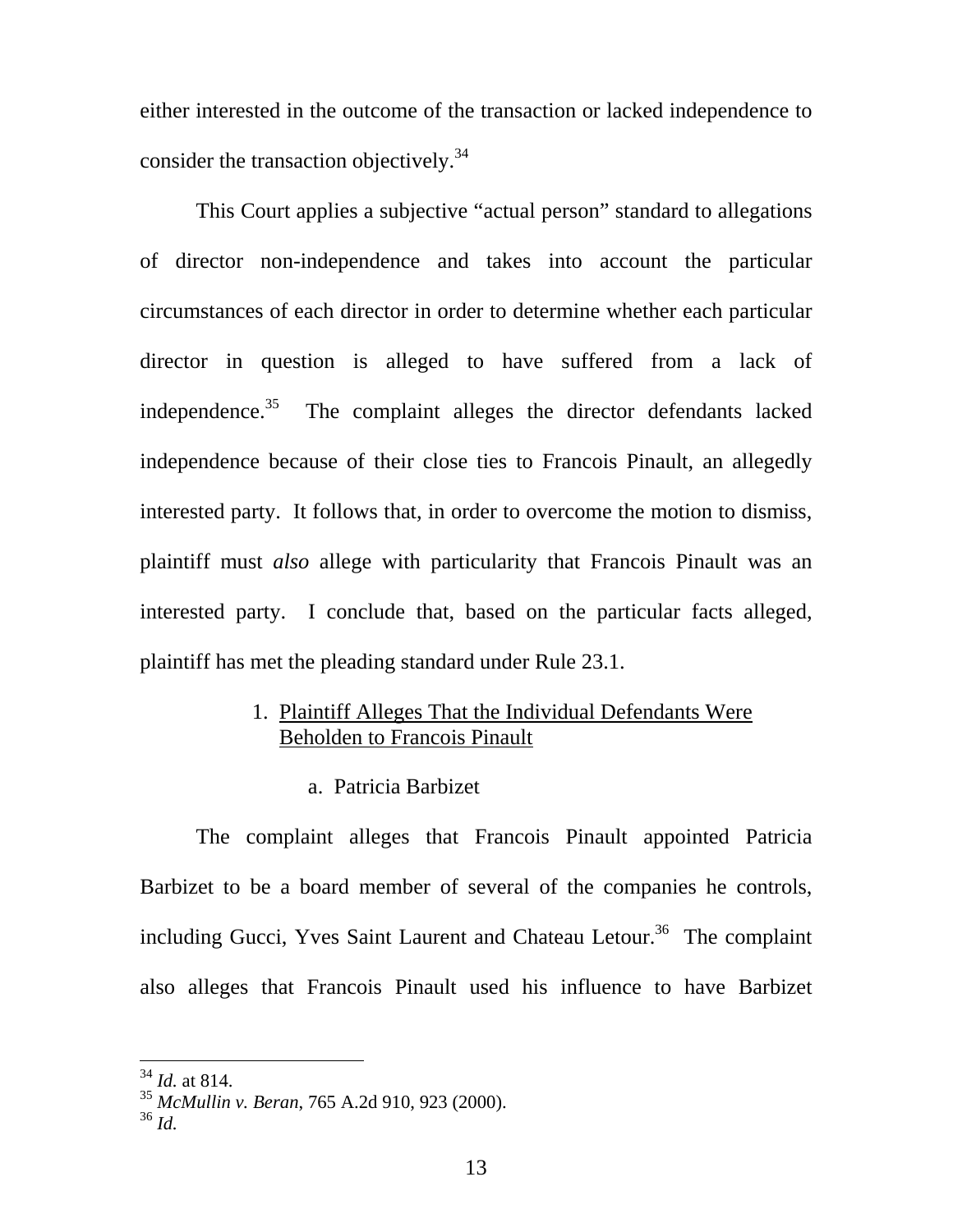either interested in the outcome of the transaction or lacked independence to consider the transaction objectively.[34]

This Court applies a subjective "actual person" standard to allegations of director non-independence and takes into account the particular circumstances of each director in order to determine whether each particular director in question is alleged to have suffered from a lack of independence.[35] The complaint alleges the director defendants lacked independence because of their close ties to Francois Pinault, an allegedly interested party. It follows that, in order to overcome the motion to dismiss, plaintiff must *also* allege with particularity that Francois Pinault was an interested party. I conclude that, based on the particular facts alleged, plaintiff has met the pleading standard under Rule 23.1.

1. <u>Plaintiff Alleges That the Individual Defendants Were Beholden to Francois Pinault</u>

a. Patricia Barbizet

The complaint alleges that Francois Pinault appointed Patricia Barbizet to be a board member of several of the companies he controls, including Gucci, Yves Saint Laurent and Chateau Letour.[36] The complaint also alleges that Francois Pinault used his influence to have Barbizet

---

[34] *Id.* at 814.
[35] *McMullin v. Beran*, 765 A.2d 910, 923 (2000).
[36] *Id.*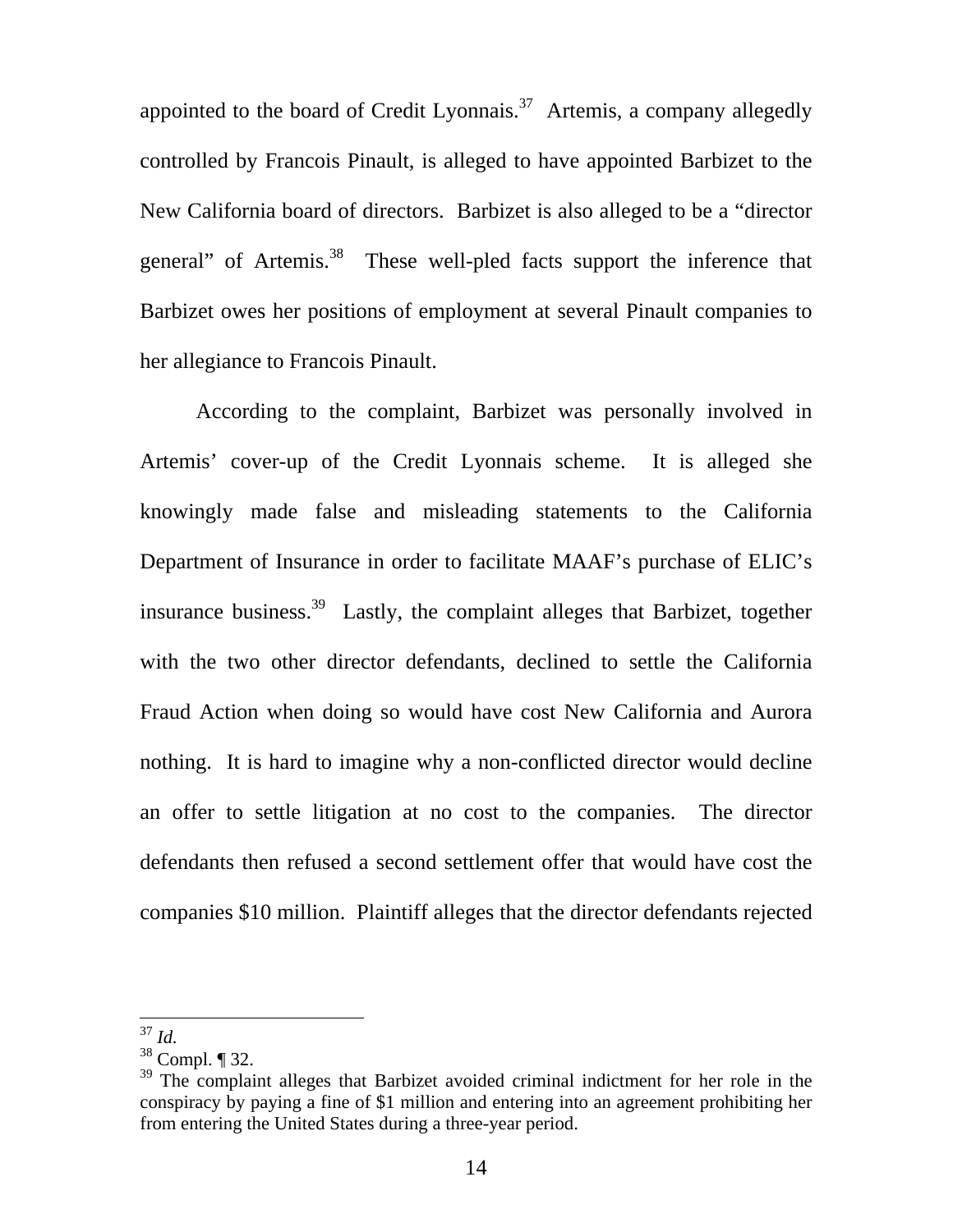appointed to the board of Credit Lyonnais.[37] Artemis, a company allegedly controlled by Francois Pinault, is alleged to have appointed Barbizet to the New California board of directors. Barbizet is also alleged to be a "director general" of Artemis.[38] These well-pled facts support the inference that Barbizet owes her positions of employment at several Pinault companies to her allegiance to Francois Pinault.

According to the complaint, Barbizet was personally involved in Artemis' cover-up of the Credit Lyonnais scheme. It is alleged she knowingly made false and misleading statements to the California Department of Insurance in order to facilitate MAAF's purchase of ELIC's insurance business.[39] Lastly, the complaint alleges that Barbizet, together with the two other director defendants, declined to settle the California Fraud Action when doing so would have cost New California and Aurora nothing. It is hard to imagine why a non-conflicted director would decline an offer to settle litigation at no cost to the companies. The director defendants then refused a second settlement offer that would have cost the companies $10 million. Plaintiff alleges that the director defendants rejected

---

[37] *Id.*

[38] Compl. ¶ 32.

[39] The complaint alleges that Barbizet avoided criminal indictment for her role in the conspiracy by paying a fine of $1 million and entering into an agreement prohibiting her from entering the United States during a three-year period.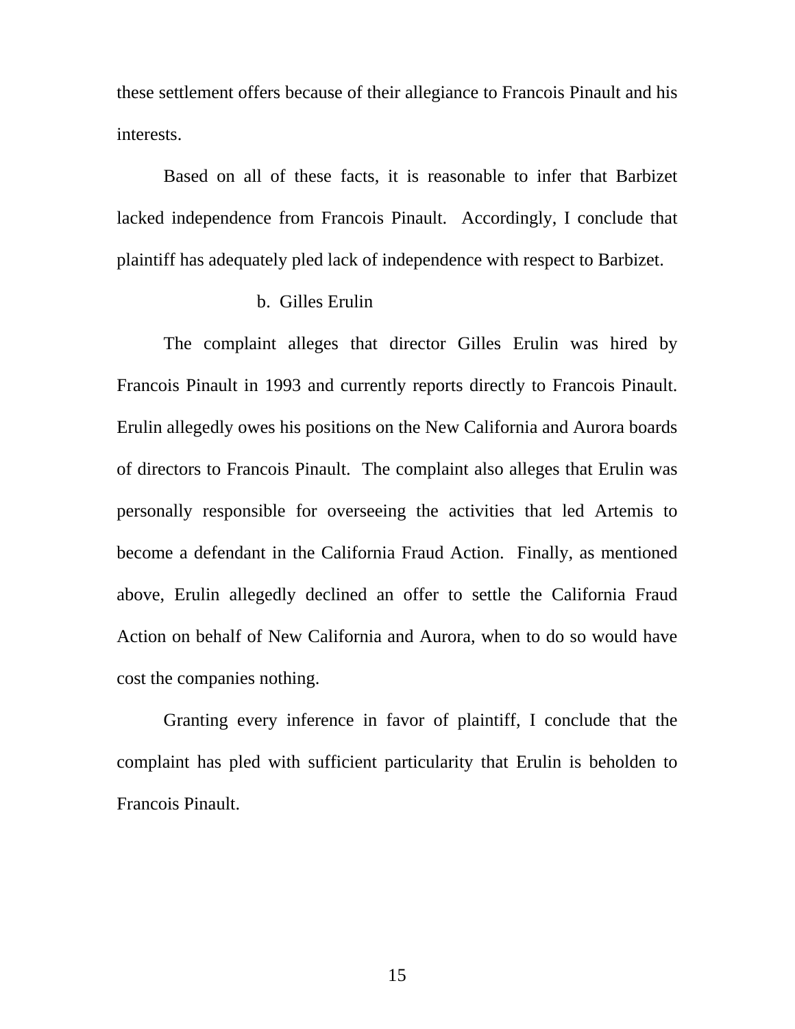these settlement offers because of their allegiance to Francois Pinault and his interests.

Based on all of these facts, it is reasonable to infer that Barbizet lacked independence from Francois Pinault. Accordingly, I conclude that plaintiff has adequately pled lack of independence with respect to Barbizet.

b. Gilles Erulin

The complaint alleges that director Gilles Erulin was hired by Francois Pinault in 1993 and currently reports directly to Francois Pinault. Erulin allegedly owes his positions on the New California and Aurora boards of directors to Francois Pinault. The complaint also alleges that Erulin was personally responsible for overseeing the activities that led Artemis to become a defendant in the California Fraud Action. Finally, as mentioned above, Erulin allegedly declined an offer to settle the California Fraud Action on behalf of New California and Aurora, when to do so would have cost the companies nothing.

Granting every inference in favor of plaintiff, I conclude that the complaint has pled with sufficient particularity that Erulin is beholden to Francois Pinault.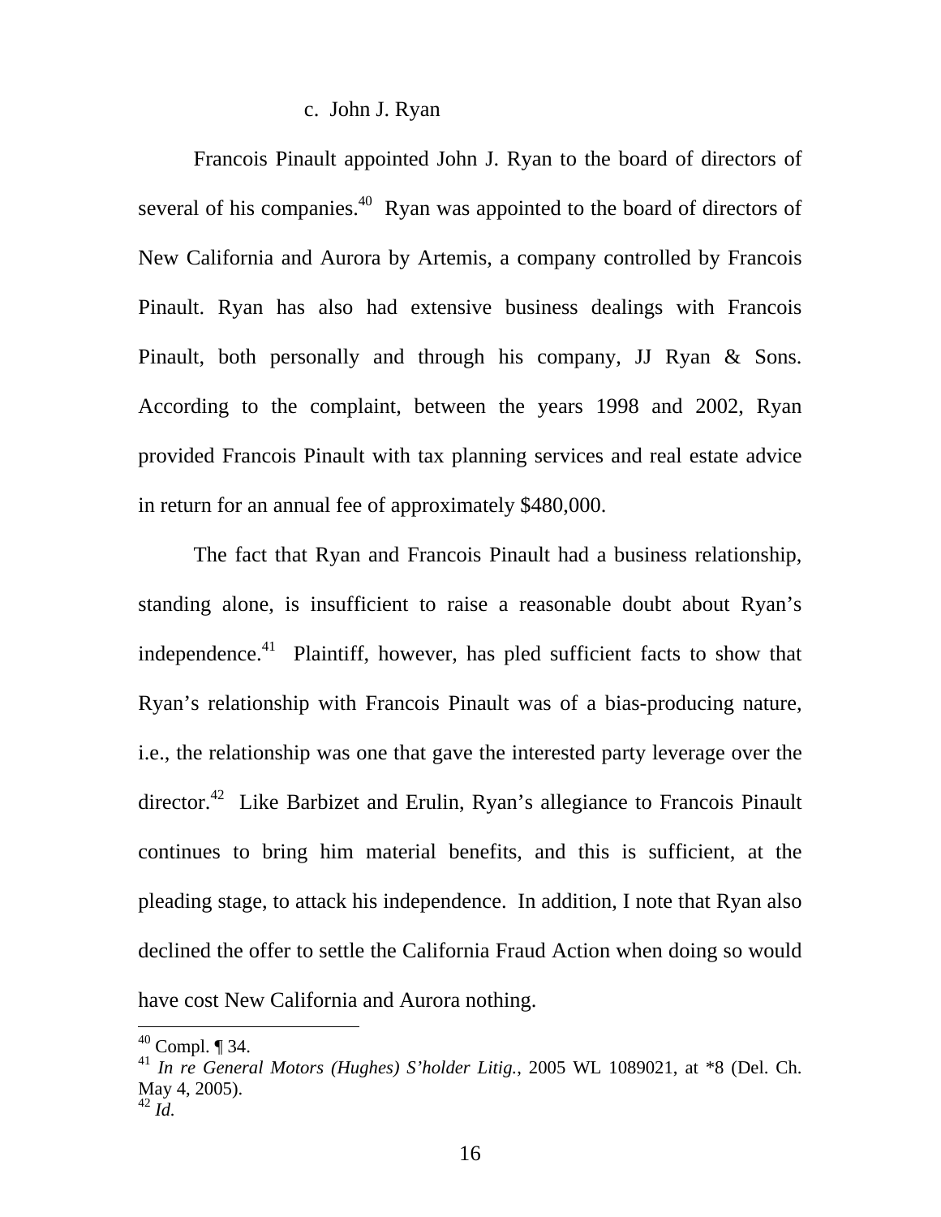c. John J. Ryan

Francois Pinault appointed John J. Ryan to the board of directors of several of his companies.[40] Ryan was appointed to the board of directors of New California and Aurora by Artemis, a company controlled by Francois Pinault. Ryan has also had extensive business dealings with Francois Pinault, both personally and through his company, JJ Ryan & Sons. According to the complaint, between the years 1998 and 2002, Ryan provided Francois Pinault with tax planning services and real estate advice in return for an annual fee of approximately $480,000.

The fact that Ryan and Francois Pinault had a business relationship, standing alone, is insufficient to raise a reasonable doubt about Ryan's independence.[41] Plaintiff, however, has pled sufficient facts to show that Ryan's relationship with Francois Pinault was of a bias-producing nature, i.e., the relationship was one that gave the interested party leverage over the director.[42] Like Barbizet and Erulin, Ryan's allegiance to Francois Pinault continues to bring him material benefits, and this is sufficient, at the pleading stage, to attack his independence. In addition, I note that Ryan also declined the offer to settle the California Fraud Action when doing so would have cost New California and Aurora nothing.

---

[40] Compl. ¶ 34.

[41] *In re General Motors (Hughes) S'holder Litig.*, 2005 WL 1089021, at *8 (Del. Ch. May 4, 2005).

[42] *Id.*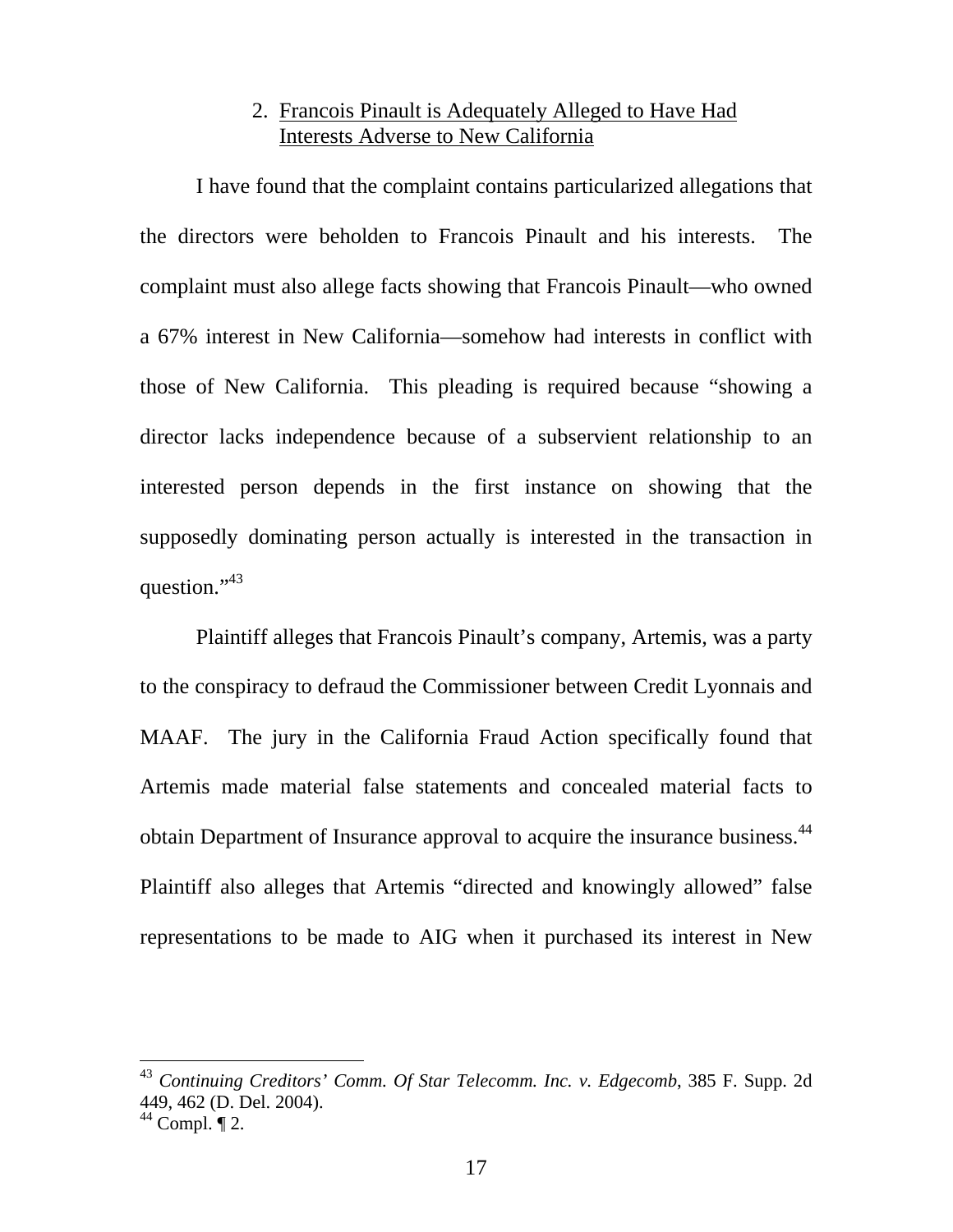### 2. Francois Pinault is Adequately Alleged to Have Had Interests Adverse to New California

I have found that the complaint contains particularized allegations that the directors were beholden to Francois Pinault and his interests. The complaint must also allege facts showing that Francois Pinault—who owned a 67% interest in New California—somehow had interests in conflict with those of New California. This pleading is required because "showing a director lacks independence because of a subservient relationship to an interested person depends in the first instance on showing that the supposedly dominating person actually is interested in the transaction in question."[43]

Plaintiff alleges that Francois Pinault's company, Artemis, was a party to the conspiracy to defraud the Commissioner between Credit Lyonnais and MAAF. The jury in the California Fraud Action specifically found that Artemis made material false statements and concealed material facts to obtain Department of Insurance approval to acquire the insurance business.[44] Plaintiff also alleges that Artemis "directed and knowingly allowed" false representations to be made to AIG when it purchased its interest in New

---

[43] *Continuing Creditors' Comm. Of Star Telecomm. Inc. v. Edgecomb*, 385 F. Supp. 2d 449, 462 (D. Del. 2004).

[44] Compl. ¶ 2.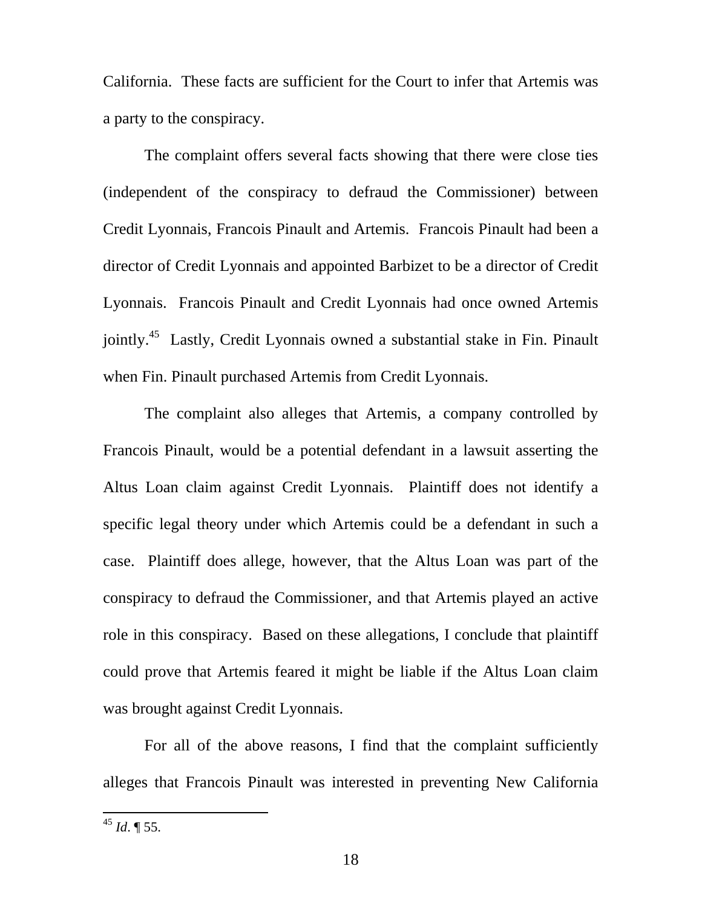California. These facts are sufficient for the Court to infer that Artemis was a party to the conspiracy.

The complaint offers several facts showing that there were close ties (independent of the conspiracy to defraud the Commissioner) between Credit Lyonnais, Francois Pinault and Artemis. Francois Pinault had been a director of Credit Lyonnais and appointed Barbizet to be a director of Credit Lyonnais. Francois Pinault and Credit Lyonnais had once owned Artemis jointly.[45] Lastly, Credit Lyonnais owned a substantial stake in Fin. Pinault when Fin. Pinault purchased Artemis from Credit Lyonnais.

The complaint also alleges that Artemis, a company controlled by Francois Pinault, would be a potential defendant in a lawsuit asserting the Altus Loan claim against Credit Lyonnais. Plaintiff does not identify a specific legal theory under which Artemis could be a defendant in such a case. Plaintiff does allege, however, that the Altus Loan was part of the conspiracy to defraud the Commissioner, and that Artemis played an active role in this conspiracy. Based on these allegations, I conclude that plaintiff could prove that Artemis feared it might be liable if the Altus Loan claim was brought against Credit Lyonnais.

For all of the above reasons, I find that the complaint sufficiently alleges that Francois Pinault was interested in preventing New California

---

[45] *Id*. ¶ 55.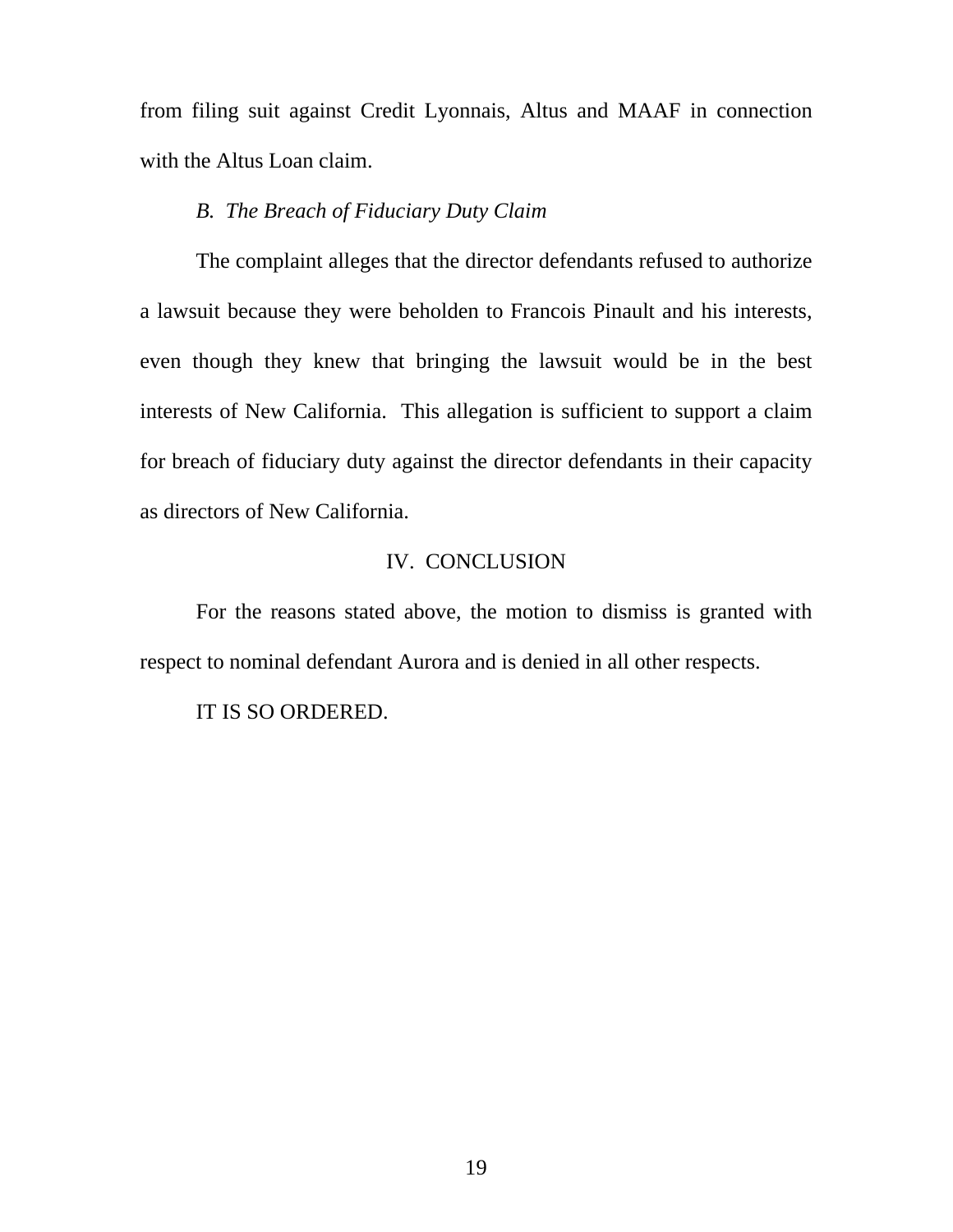from filing suit against Credit Lyonnais, Altus and MAAF in connection with the Altus Loan claim.

*B. The Breach of Fiduciary Duty Claim*

The complaint alleges that the director defendants refused to authorize a lawsuit because they were beholden to Francois Pinault and his interests, even though they knew that bringing the lawsuit would be in the best interests of New California. This allegation is sufficient to support a claim for breach of fiduciary duty against the director defendants in their capacity as directors of New California.

## IV. CONCLUSION

For the reasons stated above, the motion to dismiss is granted with respect to nominal defendant Aurora and is denied in all other respects.

IT IS SO ORDERED.